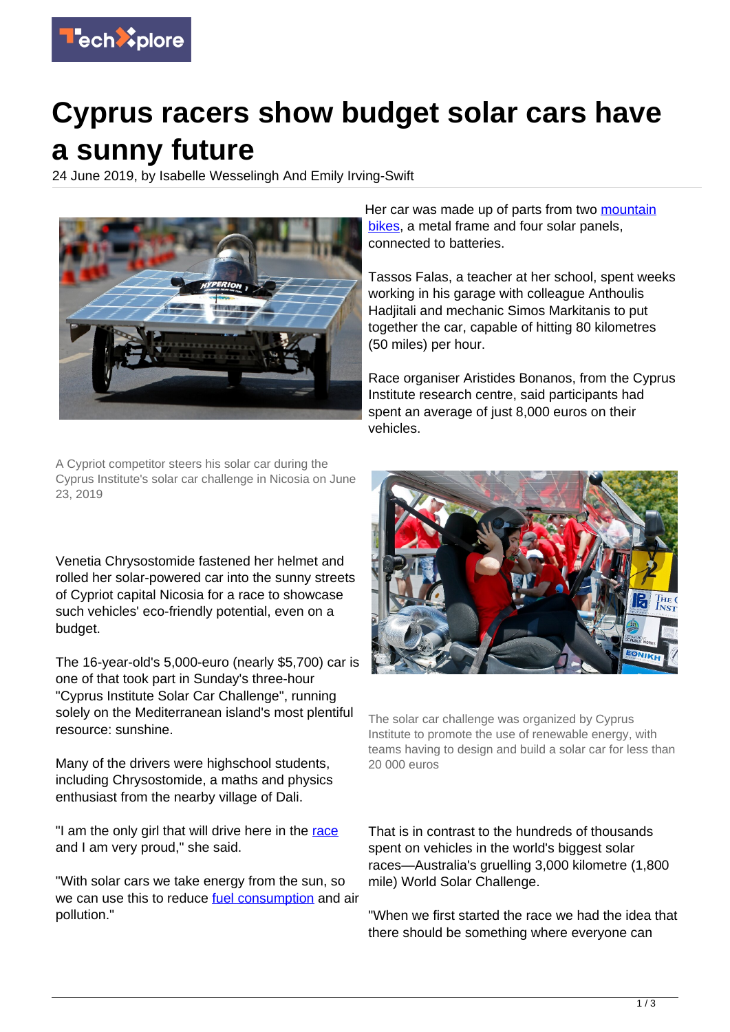# Cyprus racers show budget solar cars have a sunny future

24 June 2019, by Isabelle Wesselingh And Emily Irving-Swift

A Cypriot competitor steers his solar car during the Cyprus Institute's solar car challenge in Nicosia on June 23, 2019

Venetia Chrysostomide fastened her helmet and rolled her solar-powered car into the sunny streets of Cypriot capital Nicosia for a race to showcase such vehicles' eco-friendly potential, even on a budget.

The 16-year-old's 5,000-euro (nearly $5,700) car is one of that took part in Sunday's three-hour "Cyprus Institute Solar Car Challenge", running solely on the Mediterranean island's most plentiful resource: sunshine.

Many of the drivers were highschool students, including Chrysostomide, a maths and physics enthusiast from the nearby village of Dali.

"I am the only girl that will drive here in the race and I am very proud," she said.

"With solar cars we take energy from the sun, so we can use this to reduce fuel consumption and air pollution."

Her car was made up of parts from two mountain bikes, a metal frame and four solar panels, connected to batteries.

Tassos Falas, a teacher at her school, spent weeks working in his garage with colleague Anthoulis Hadjitali and mechanic Simos Markitanis to put together the car, capable of hitting 80 kilometres (50 miles) per hour.

Race organiser Aristides Bonanos, from the Cyprus Institute research centre, said participants had spent an average of just 8,000 euros on their vehicles.

The solar car challenge was organized by Cyprus Institute to promote the use of renewable energy, with teams having to design and build a solar car for less than 20 000 euros

That is in contrast to the hundreds of thousands spent on vehicles in the world's biggest solar races—Australia's gruelling 3,000 kilometre (1,800 mile) World Solar Challenge.

"When we first started the race we had the idea that there should be something where everyone can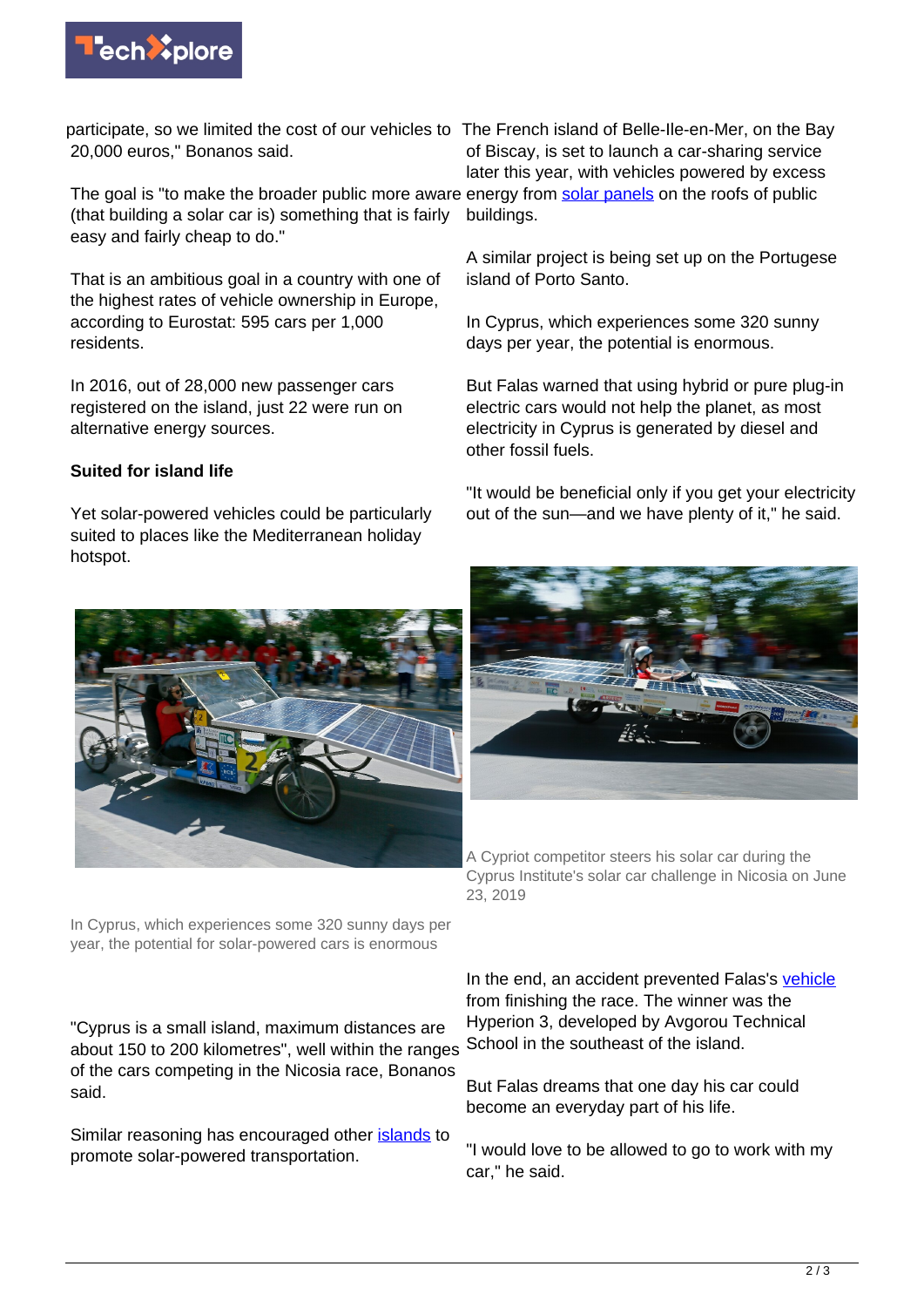participate, so we limited the cost of our vehicles to 20,000 euros," Bonanos said.

The goal is "to make the broader public more aware (that building a solar car is) something that is fairly easy and fairly cheap to do."

That is an ambitious goal in a country with one of the highest rates of vehicle ownership in Europe, according to Eurostat: 595 cars per 1,000 residents.

In 2016, out of 28,000 new passenger cars registered on the island, just 22 were run on alternative energy sources.

**Suited for island life**

Yet solar-powered vehicles could be particularly suited to places like the Mediterranean holiday hotspot.

In Cyprus, which experiences some 320 sunny days per year, the potential for solar-powered cars is enormous

"Cyprus is a small island, maximum distances are about 150 to 200 kilometres", well within the ranges of the cars competing in the Nicosia race, Bonanos said.

Similar reasoning has encouraged other islands to promote solar-powered transportation.

The French island of Belle-Ile-en-Mer, on the Bay of Biscay, is set to launch a car-sharing service later this year, with vehicles powered by excess energy from solar panels on the roofs of public buildings.

A similar project is being set up on the Portugese island of Porto Santo.

In Cyprus, which experiences some 320 sunny days per year, the potential is enormous.

But Falas warned that using hybrid or pure plug-in electric cars would not help the planet, as most electricity in Cyprus is generated by diesel and other fossil fuels.

"It would be beneficial only if you get your electricity out of the sun—and we have plenty of it," he said.

A Cypriot competitor steers his solar car during the Cyprus Institute's solar car challenge in Nicosia on June 23, 2019

In the end, an accident prevented Falas's vehicle from finishing the race. The winner was the Hyperion 3, developed by Avgorou Technical School in the southeast of the island.

But Falas dreams that one day his car could become an everyday part of his life.

"I would love to be allowed to go to work with my car," he said.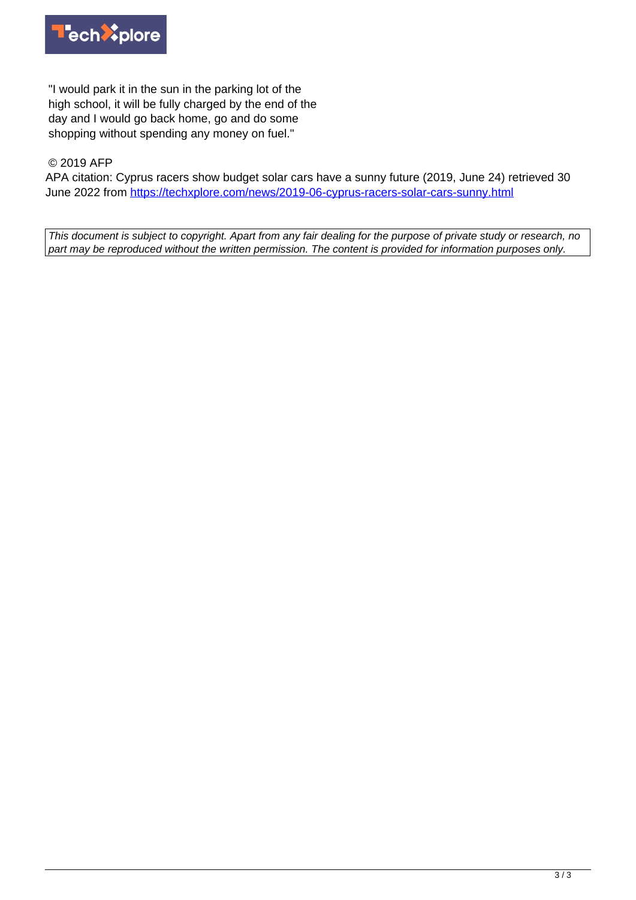"I would park it in the sun in the parking lot of the high school, it will be fully charged by the end of the day and I would go back home, go and do some shopping without spending any money on fuel."

© 2019 AFP

APA citation: Cyprus racers show budget solar cars have a sunny future (2019, June 24) retrieved 30 June 2022 from https://techxplore.com/news/2019-06-cyprus-racers-solar-cars-sunny.html

*This document is subject to copyright. Apart from any fair dealing for the purpose of private study or research, no part may be reproduced without the written permission. The content is provided for information purposes only.*